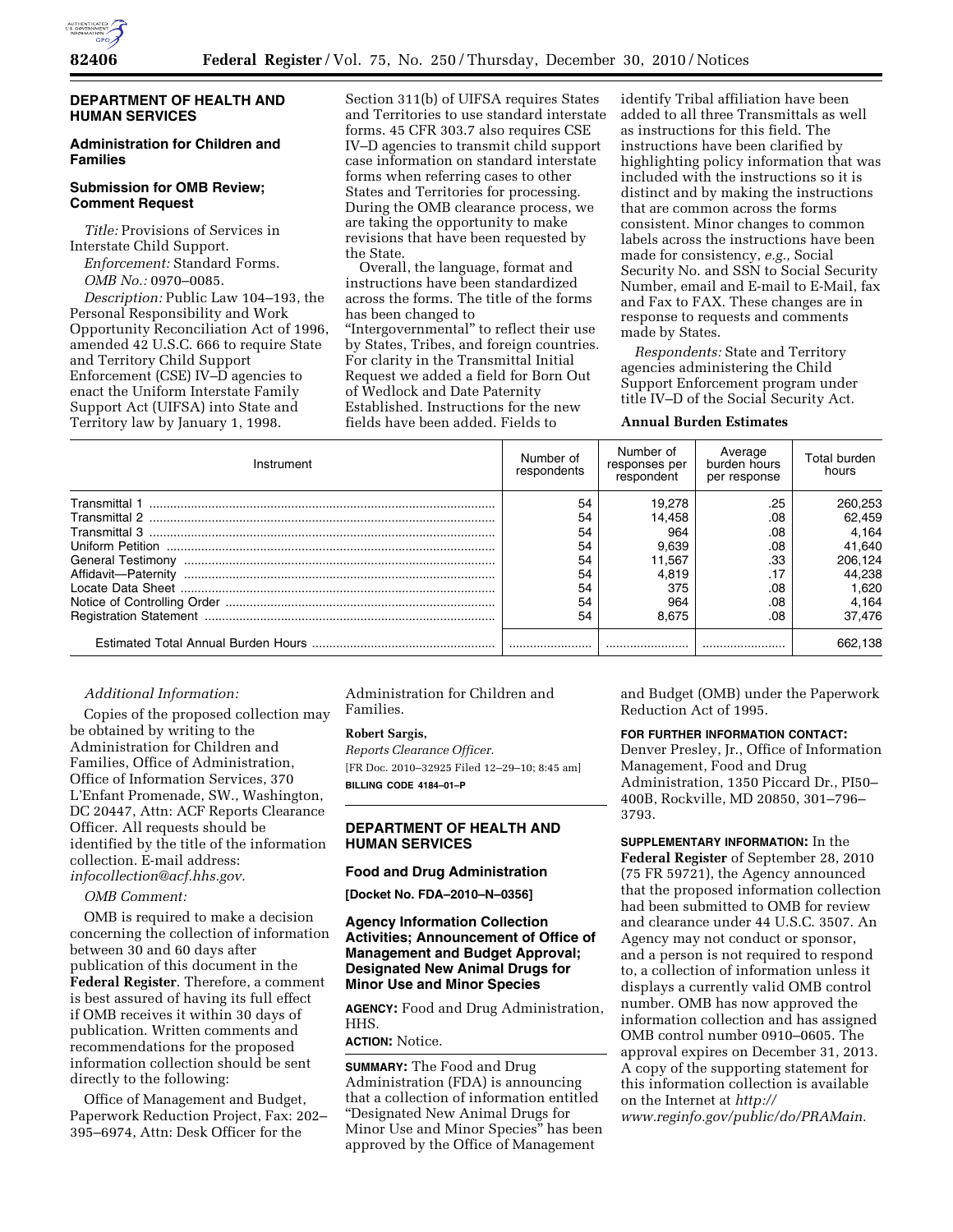## DEPARTMENT OF HEALTH AND HUMAN SERVICES

### Administration for Children and Families

### Submission for OMB Review; Comment Request

*Title:* Provisions of Services in Interstate Child Support.

*Enforcement:* Standard Forms.

*OMB No.:* 0970–0085.

*Description:* Public Law 104–193, the Personal Responsibility and Work Opportunity Reconciliation Act of 1996, amended 42 U.S.C. 666 to require State and Territory Child Support Enforcement (CSE) IV–D agencies to enact the Uniform Interstate Family Support Act (UIFSA) into State and Territory law by January 1, 1998. Section 311(b) of UIFSA requires States and Territories to use standard interstate forms. 45 CFR 303.7 also requires CSE IV–D agencies to transmit child support case information on standard interstate forms when referring cases to other States and Territories for processing. During the OMB clearance process, we are taking the opportunity to make revisions that have been requested by the State.

Overall, the language, format and instructions have been standardized across the forms. The title of the forms has been changed to "Intergovernmental" to reflect their use by States, Tribes, and foreign countries. For clarity in the Transmittal Initial Request we added a field for Born Out of Wedlock and Date Paternity Established. Instructions for the new fields have been added. Fields to identify Tribal affiliation have been added to all three Transmittals as well as instructions for this field. The instructions have been clarified by highlighting policy information that was included with the instructions so it is distinct and by making the instructions that are common across the forms consistent. Minor changes to common labels across the instructions have been made for consistency, *e.g.,* Social Security No. and SSN to Social Security Number, email and E-mail to E-Mail, fax and Fax to FAX. These changes are in response to requests and comments made by States.

*Respondents:* State and Territory agencies administering the Child Support Enforcement program under title IV–D of the Social Security Act.

**Annual Burden Estimates**

| Instrument | Number of respondents | Number of responses per respondent | Average burden hours per response | Total burden hours |
|---|---|---|---|---|
| Transmittal 1 | 54 | 19,278 | .25 | 260,253 |
| Transmittal 2 | 54 | 14,458 | .08 | 62,459 |
| Transmittal 3 | 54 | 964 | .08 | 4,164 |
| Uniform Petition | 54 | 9,639 | .08 | 41,640 |
| General Testimony | 54 | 11,567 | .33 | 206,124 |
| Affidavit—Paternity | 54 | 4,819 | .17 | 44,238 |
| Locate Data Sheet | 54 | 375 | .08 | 1,620 |
| Notice of Controlling Order | 54 | 964 | .08 | 4,164 |
| Registration Statement | 54 | 8,675 | .08 | 37,476 |
| Estimated Total Annual Burden Hours | | | | 662,138 |

*Additional Information:*

Copies of the proposed collection may be obtained by writing to the Administration for Children and Families, Office of Administration, Office of Information Services, 370 L'Enfant Promenade, SW., Washington, DC 20447, Attn: ACF Reports Clearance Officer. All requests should be identified by the title of the information collection. E-mail address: *infocollection@acf.hhs.gov.*

*OMB Comment:*

OMB is required to make a decision concerning the collection of information between 30 and 60 days after publication of this document in the **Federal Register**. Therefore, a comment is best assured of having its full effect if OMB receives it within 30 days of publication. Written comments and recommendations for the proposed information collection should be sent directly to the following:

Office of Management and Budget, Paperwork Reduction Project, Fax: 202–395–6974, Attn: Desk Officer for the Administration for Children and Families.

**Robert Sargis,**

*Reports Clearance Officer.*

[FR Doc. 2010–32925 Filed 12–29–10; 8:45 am]

**BILLING CODE 4184–01–P**

## DEPARTMENT OF HEALTH AND HUMAN SERVICES

### Food and Drug Administration

**[Docket No. FDA–2010–N–0356]**

### Agency Information Collection Activities; Announcement of Office of Management and Budget Approval; Designated New Animal Drugs for Minor Use and Minor Species

**AGENCY:** Food and Drug Administration, HHS.

**ACTION:** Notice.

**SUMMARY:** The Food and Drug Administration (FDA) is announcing that a collection of information entitled "Designated New Animal Drugs for Minor Use and Minor Species" has been approved by the Office of Management and Budget (OMB) under the Paperwork Reduction Act of 1995.

**FOR FURTHER INFORMATION CONTACT:** Denver Presley, Jr., Office of Information Management, Food and Drug Administration, 1350 Piccard Dr., PI50–400B, Rockville, MD 20850, 301–796–3793.

**SUPPLEMENTARY INFORMATION:** In the **Federal Register** of September 28, 2010 (75 FR 59721), the Agency announced that the proposed information collection had been submitted to OMB for review and clearance under 44 U.S.C. 3507. An Agency may not conduct or sponsor, and a person is not required to respond to, a collection of information unless it displays a currently valid OMB control number. OMB has now approved the information collection and has assigned OMB control number 0910–0605. The approval expires on December 31, 2013. A copy of the supporting statement for this information collection is available on the Internet at *http://www.reginfo.gov/public/do/PRAMain.*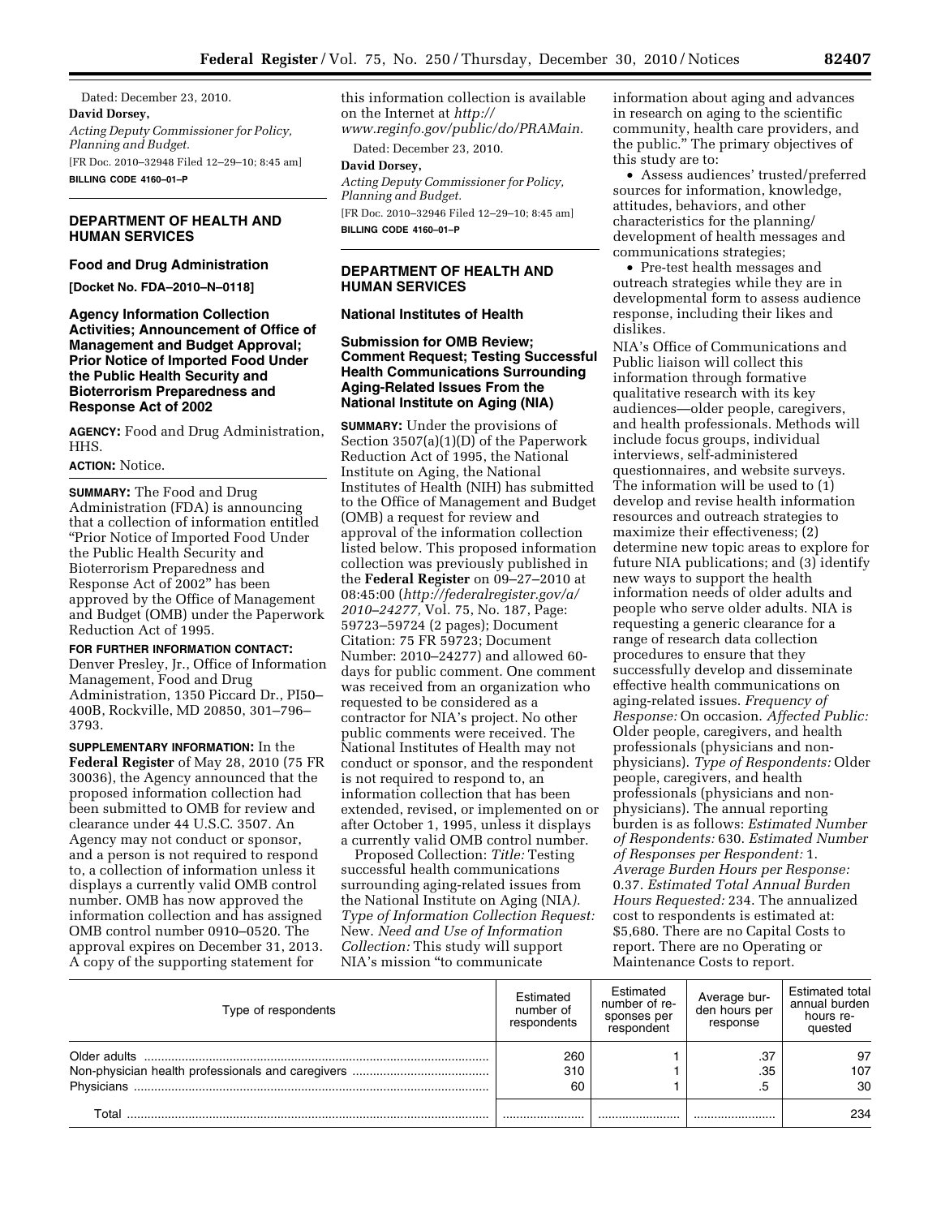Dated: December 23, 2010.

**David Dorsey,**

*Acting Deputy Commissioner for Policy, Planning and Budget.*

[FR Doc. 2010–32948 Filed 12–29–10; 8:45 am]

**BILLING CODE 4160–01–P**

## DEPARTMENT OF HEALTH AND HUMAN SERVICES

### Food and Drug Administration

**[Docket No. FDA–2010–N–0118]**

### Agency Information Collection Activities; Announcement of Office of Management and Budget Approval; Prior Notice of Imported Food Under the Public Health Security and Bioterrorism Preparedness and Response Act of 2002

**AGENCY:** Food and Drug Administration, HHS.

**ACTION:** Notice.

**SUMMARY:** The Food and Drug Administration (FDA) is announcing that a collection of information entitled "Prior Notice of Imported Food Under the Public Health Security and Bioterrorism Preparedness and Response Act of 2002" has been approved by the Office of Management and Budget (OMB) under the Paperwork Reduction Act of 1995.

**FOR FURTHER INFORMATION CONTACT:** Denver Presley, Jr., Office of Information Management, Food and Drug Administration, 1350 Piccard Dr., PI50–400B, Rockville, MD 20850, 301–796–3793.

**SUPPLEMENTARY INFORMATION:** In the **Federal Register** of May 28, 2010 (75 FR 30036), the Agency announced that the proposed information collection had been submitted to OMB for review and clearance under 44 U.S.C. 3507. An Agency may not conduct or sponsor, and a person is not required to respond to, a collection of information unless it displays a currently valid OMB control number. OMB has now approved the information collection and has assigned OMB control number 0910–0520. The approval expires on December 31, 2013. A copy of the supporting statement for this information collection is available on the Internet at *http://www.reginfo.gov/public/do/PRAMain.*

Dated: December 23, 2010.

**David Dorsey,**

*Acting Deputy Commissioner for Policy, Planning and Budget.*

[FR Doc. 2010–32946 Filed 12–29–10; 8:45 am]

**BILLING CODE 4160–01–P**

## DEPARTMENT OF HEALTH AND HUMAN SERVICES

### National Institutes of Health

### Submission for OMB Review; Comment Request; Testing Successful Health Communications Surrounding Aging-Related Issues From the National Institute on Aging (NIA)

**SUMMARY:** Under the provisions of Section 3507(a)(1)(D) of the Paperwork Reduction Act of 1995, the National Institute on Aging, the National Institutes of Health (NIH) has submitted to the Office of Management and Budget (OMB) a request for review and approval of the information collection listed below. This proposed information collection was previously published in the **Federal Register** on 09–27–2010 at 08:45:00 (*http://federalregister.gov/a/2010–24277,* Vol. 75, No. 187, Page: 59723–59724 (2 pages); Document Citation: 75 FR 59723; Document Number: 2010–24277) and allowed 60-days for public comment. One comment was received from an organization who requested to be considered as a contractor for NIA's project. No other public comments were received. The National Institutes of Health may not conduct or sponsor, and the respondent is not required to respond to, an information collection that has been extended, revised, or implemented on or after October 1, 1995, unless it displays a currently valid OMB control number.

Proposed Collection: *Title:* Testing successful health communications surrounding aging-related issues from the National Institute on Aging (NIA*). Type of Information Collection Request:* New. *Need and Use of Information Collection:* This study will support NIA's mission "to communicate information about aging and advances in research on aging to the scientific community, health care providers, and the public." The primary objectives of this study are to:

- Assess audiences' trusted/preferred sources for information, knowledge, attitudes, behaviors, and other characteristics for the planning/development of health messages and communications strategies;
- Pre-test health messages and outreach strategies while they are in developmental form to assess audience response, including their likes and dislikes.

NIA's Office of Communications and Public liaison will collect this information through formative qualitative research with its key audiences—older people, caregivers, and health professionals. Methods will include focus groups, individual interviews, self-administered questionnaires, and website surveys. The information will be used to (1) develop and revise health information resources and outreach strategies to maximize their effectiveness; (2) determine new topic areas to explore for future NIA publications; and (3) identify new ways to support the health information needs of older adults and people who serve older adults. NIA is requesting a generic clearance for a range of research data collection procedures to ensure that they successfully develop and disseminate effective health communications on aging-related issues. *Frequency of Response:* On occasion. *Affected Public:* Older people, caregivers, and health professionals (physicians and non-physicians). *Type of Respondents:* Older people, caregivers, and health professionals (physicians and non-physicians). The annual reporting burden is as follows: *Estimated Number of Respondents:* 630. *Estimated Number of Responses per Respondent:* 1. *Average Burden Hours per Response:* 0.37. *Estimated Total Annual Burden Hours Requested:* 234. The annualized cost to respondents is estimated at: $5,680. There are no Capital Costs to report. There are no Operating or Maintenance Costs to report.

| Type of respondents | Estimated number of respondents | Estimated number of responses per respondent | Average burden hours per response | Estimated total annual burden hours requested |
|---|---|---|---|---|
| Older adults | 260 | 1 | .37 | 97 |
| Non-physician health professionals and caregivers | 310 | 1 | .35 | 107 |
| Physicians | 60 | 1 | .5 | 30 |
| Total | | | | 234 |